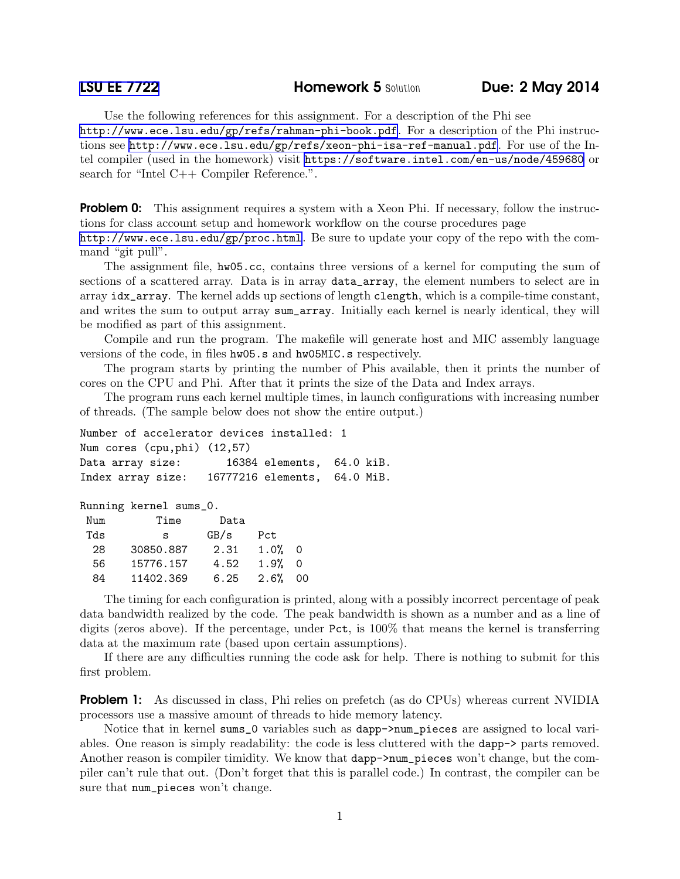# LSU EE 7722 — Homework 5 Solution — Due: 2 May 2014

Use the following references for this assignment. For a description of the Phi see http://www.ece.lsu.edu/gp/refs/rahman-phi-book.pdf. For a description of the Phi instructions see http://www.ece.lsu.edu/gp/refs/xeon-phi-isa-ref-manual.pdf. For use of the Intel compiler (used in the homework) visit https://software.intel.com/en-us/node/459680 or search for "Intel C++ Compiler Reference.".

**Problem 0:** This assignment requires a system with a Xeon Phi. If necessary, follow the instructions for class account setup and homework workflow on the course procedures page http://www.ece.lsu.edu/gp/proc.html. Be sure to update your copy of the repo with the command "git pull".

The assignment file, `hw05.cc`, contains three versions of a kernel for computing the sum of sections of a scattered array. Data is in array `data_array`, the element numbers to select are in array `idx_array`. The kernel adds up sections of length `clength`, which is a compile-time constant, and writes the sum to output array `sum_array`. Initially each kernel is nearly identical, they will be modified as part of this assignment.

Compile and run the program. The makefile will generate host and MIC assembly language versions of the code, in files `hw05.s` and `hw05MIC.s` respectively.

The program starts by printing the number of Phis available, then it prints the number of cores on the CPU and Phi. After that it prints the size of the Data and Index arrays.

The program runs each kernel multiple times, in launch configurations with increasing number of threads. (The sample below does not show the entire output.)

```
Number of accelerator devices installed: 1
Num cores (cpu,phi) (12,57)
Data array size:       16384 elements,  64.0 kiB.
Index array size:   16777216 elements,  64.0 MiB.

Running kernel sums_0.
 Num        Time      Data
 Tds          s       GB/s    Pct
  28    30850.887     2.31    1.0%  0
  56    15776.157     4.52    1.9%  0
  84    11402.369     6.25    2.6%  00
```

The timing for each configuration is printed, along with a possibly incorrect percentage of peak data bandwidth realized by the code. The peak bandwidth is shown as a number and as a line of digits (zeros above). If the percentage, under `Pct`, is 100% that means the kernel is transferring data at the maximum rate (based upon certain assumptions).

If there are any difficulties running the code ask for help. There is nothing to submit for this first problem.

**Problem 1:** As discussed in class, Phi relies on prefetch (as do CPUs) whereas current NVIDIA processors use a massive amount of threads to hide memory latency.

Notice that in kernel `sums_0` variables such as `dapp->num_pieces` are assigned to local variables. One reason is simply readability: the code is less cluttered with the `dapp->` parts removed. Another reason is compiler timidity. We know that `dapp->num_pieces` won't change, but the compiler can't rule that out. (Don't forget that this is parallel code.) In contrast, the compiler can be sure that `num_pieces` won't change.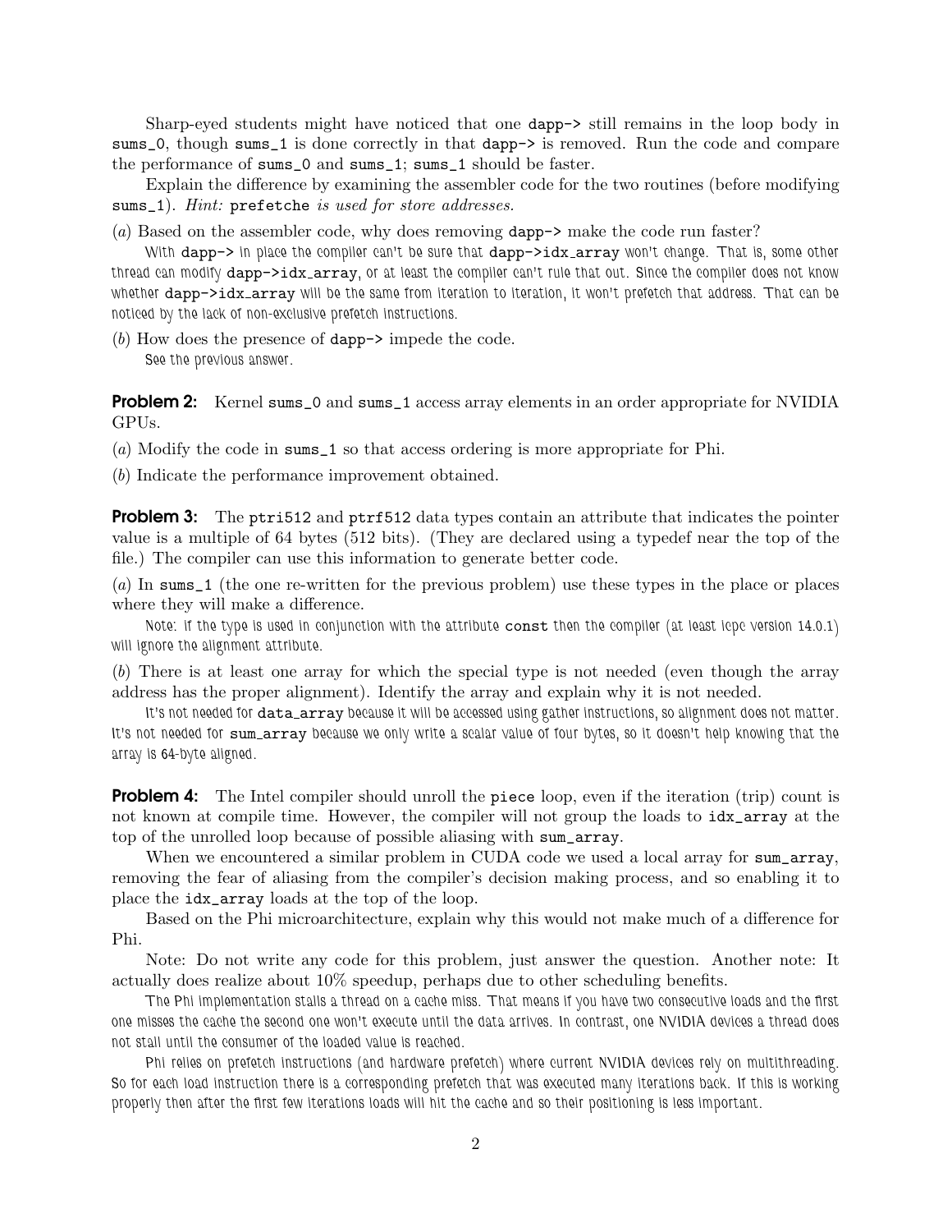Sharp-eyed students might have noticed that one `dapp->` still remains in the loop body in `sums_0`, though `sums_1` is done correctly in that `dapp->` is removed. Run the code and compare the performance of `sums_0` and `sums_1`; `sums_1` should be faster.

Explain the difference by examining the assembler code for the two routines (before modifying `sums_1`). *Hint:* `prefetche` *is used for store addresses.*

(*a*) Based on the assembler code, why does removing `dapp->` make the code run faster?

With `dapp->` in place the compiler can't be sure that `dapp->idx_array` won't change. That is, some other thread can modify `dapp->idx_array`, or at least the compiler can't rule that out. Since the compiler does not know whether `dapp->idx_array` will be the same from iteration to iteration, it won't prefetch that address. That can be noticed by the lack of non-exclusive prefetch instructions.

(*b*) How does the presence of `dapp->` impede the code.

See the previous answer.

**Problem 2:** Kernel `sums_0` and `sums_1` access array elements in an order appropriate for NVIDIA GPUs.

(*a*) Modify the code in `sums_1` so that access ordering is more appropriate for Phi.

(*b*) Indicate the performance improvement obtained.

**Problem 3:** The `ptri512` and `ptrf512` data types contain an attribute that indicates the pointer value is a multiple of 64 bytes (512 bits). (They are declared using a typedef near the top of the file.) The compiler can use this information to generate better code.

(*a*) In `sums_1` (the one re-written for the previous problem) use these types in the place or places where they will make a difference.

Note: if the type is used in conjunction with the attribute `const` then the compiler (at least icpc version 14.0.1) will ignore the alignment attribute.

(*b*) There is at least one array for which the special type is not needed (even though the array address has the proper alignment). Identify the array and explain why it is not needed.

It's not needed for `data_array` because it will be accessed using gather instructions, so alignment does not matter. It's not needed for `sum_array` because we only write a scalar value of four bytes, so it doesn't help knowing that the array is 64-byte aligned.

**Problem 4:** The Intel compiler should unroll the `piece` loop, even if the iteration (trip) count is not known at compile time. However, the compiler will not group the loads to `idx_array` at the top of the unrolled loop because of possible aliasing with `sum_array`.

When we encountered a similar problem in CUDA code we used a local array for `sum_array`, removing the fear of aliasing from the compiler's decision making process, and so enabling it to place the `idx_array` loads at the top of the loop.

Based on the Phi microarchitecture, explain why this would not make much of a difference for Phi.

Note: Do not write any code for this problem, just answer the question. Another note: It actually does realize about 10% speedup, perhaps due to other scheduling benefits.

The Phi implementation stalls a thread on a cache miss. That means if you have two consecutive loads and the first one misses the cache the second one won't execute until the data arrives. In contrast, one NVIDIA devices a thread does not stall until the consumer of the loaded value is reached.

Phi relies on prefetch instructions (and hardware prefetch) where current NVIDIA devices rely on multithreading. So for each load instruction there is a corresponding prefetch that was executed many iterations back. If this is working properly then after the first few iterations loads will hit the cache and so their positioning is less important.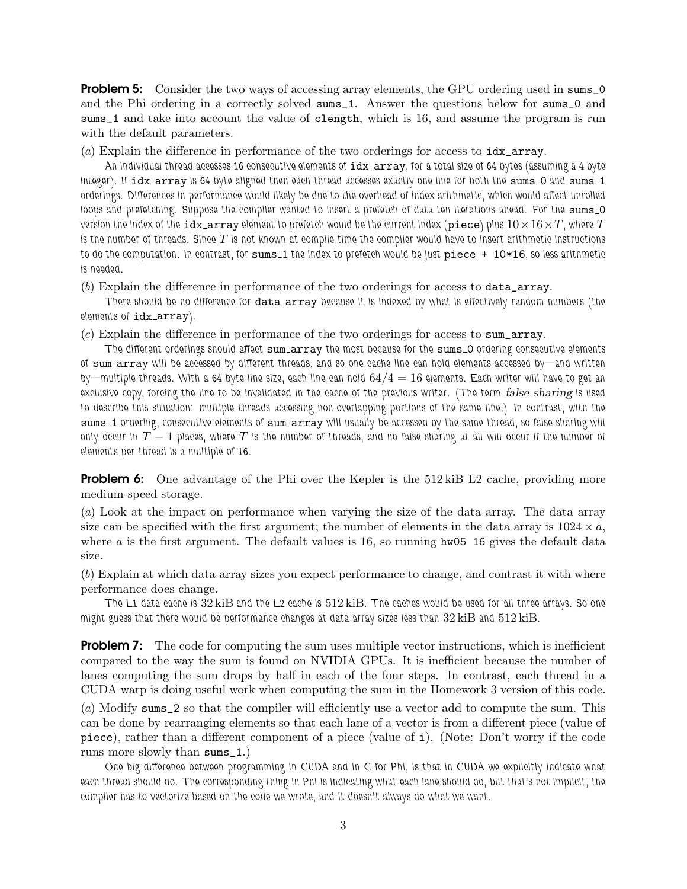**Problem 5:** Consider the two ways of accessing array elements, the GPU ordering used in sums_0 and the Phi ordering in a correctly solved sums_1. Answer the questions below for sums_0 and sums_1 and take into account the value of clength, which is 16, and assume the program is run with the default parameters.

(*a*) Explain the difference in performance of the two orderings for access to idx_array.

An individual thread accesses 16 consecutive elements of idx_array, for a total size of 64 bytes (assuming a 4 byte integer). If idx_array is 64-byte aligned then each thread accesses exactly one line for both the sums_0 and sums_1 orderings. Differences in performance would likely be due to the overhead of index arithmetic, which would affect unrolled loops and prefetching. Suppose the compiler wanted to insert a prefetch of data ten iterations ahead. For the sums_0 version the index of the idx_array element to prefetch would be the current index (piece) plus $10 \times 16 \times T$, where $T$ is the number of threads. Since $T$ is not known at compile time the compiler would have to insert arithmetic instructions to do the computation. In contrast, for sums_1 the index to prefetch would be just piece + 10*16, so less arithmetic is needed.

(*b*) Explain the difference in performance of the two orderings for access to data_array.

There should be no difference for data_array because it is indexed by what is effectively random numbers (the elements of idx_array).

(*c*) Explain the difference in performance of the two orderings for access to sum_array.

The different orderings should affect sum_array the most because for the sums_0 ordering consecutive elements of sum_array will be accessed by different threads, and so one cache line can hold elements accessed by—and written by—multiple threads. With a 64 byte line size, each line can hold $64/4 = 16$ elements. Each writer will have to get an exclusive copy, forcing the line to be invalidated in the cache of the previous writer. (The term *false sharing* is used to describe this situation: multiple threads accessing non-overlapping portions of the same line.) In contrast, with the sums_1 ordering, consecutive elements of sum_array will usually be accessed by the same thread, so false sharing will only occur in $T - 1$ places, where $T$ is the number of threads, and no false sharing at all will occur if the number of elements per thread is a multiple of 16.

**Problem 6:** One advantage of the Phi over the Kepler is the 512 kiB L2 cache, providing more medium-speed storage.

(*a*) Look at the impact on performance when varying the size of the data array. The data array size can be specified with the first argument; the number of elements in the data array is $1024 \times a$, where $a$ is the first argument. The default values is 16, so running hw05 16 gives the default data size.

(*b*) Explain at which data-array sizes you expect performance to change, and contrast it with where performance does change.

The L1 data cache is $32\,\mathrm{kiB}$ and the L2 cache is $512\,\mathrm{kiB}$. The caches would be used for all three arrays. So one might guess that there would be performance changes at data array sizes less than $32\,\mathrm{kiB}$ and $512\,\mathrm{kiB}$.

**Problem 7:** The code for computing the sum uses multiple vector instructions, which is inefficient compared to the way the sum is found on NVIDIA GPUs. It is inefficient because the number of lanes computing the sum drops by half in each of the four steps. In contrast, each thread in a CUDA warp is doing useful work when computing the sum in the Homework 3 version of this code.

(*a*) Modify sums_2 so that the compiler will efficiently use a vector add to compute the sum. This can be done by rearranging elements so that each lane of a vector is from a different piece (value of piece), rather than a different component of a piece (value of i). (Note: Don't worry if the code runs more slowly than sums_1.)

One big difference between programming in CUDA and in C for Phi, is that in CUDA we explicitly indicate what each thread should do. The corresponding thing in Phi is indicating what each lane should do, but that's not implicit, the compiler has to vectorize based on the code we wrote, and it doesn't always do what we want.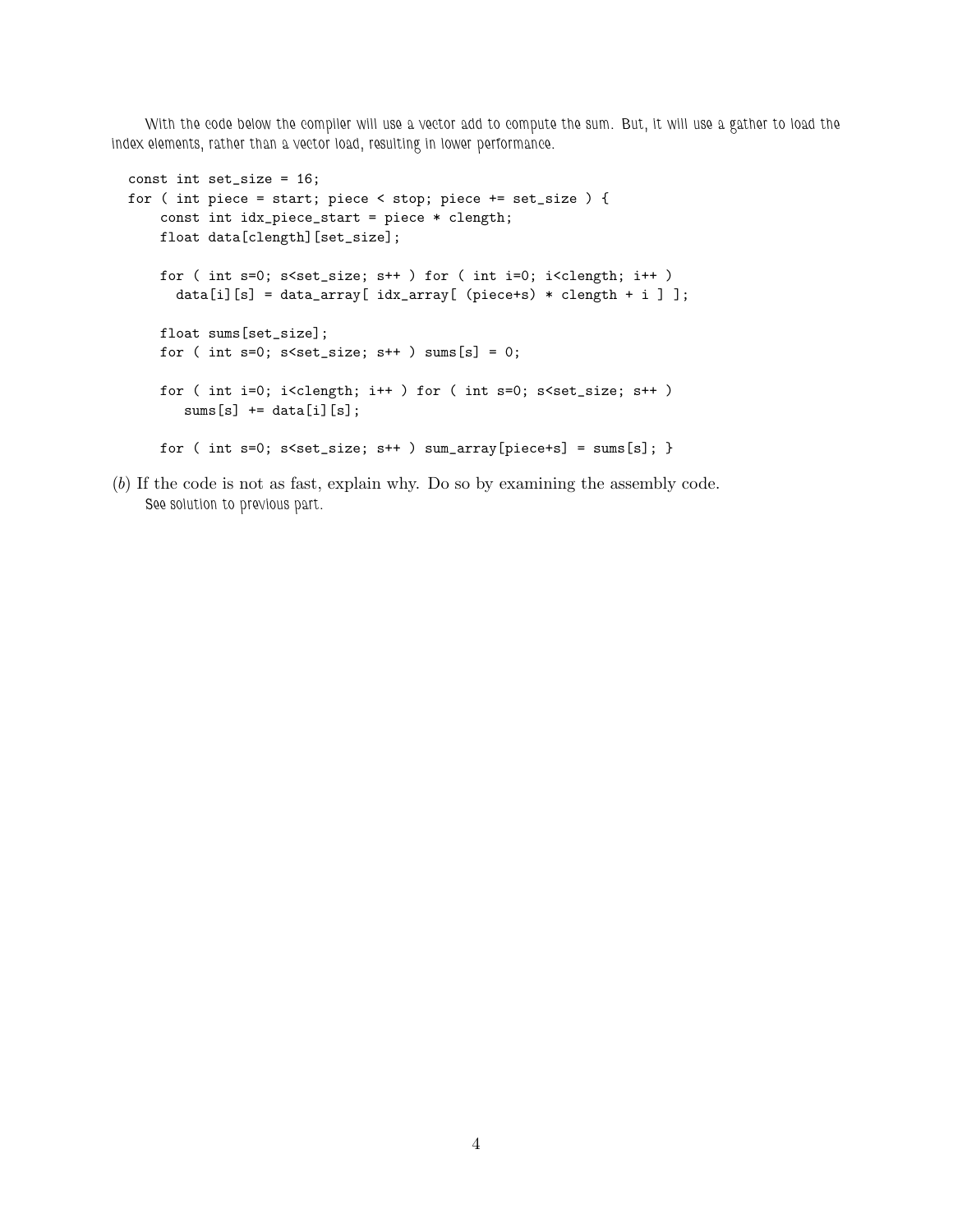With the code below the compiler will use a vector add to compute the sum. But, it will use a gather to load the index elements, rather than a vector load, resulting in lower performance.

```
const int set_size = 16;
for ( int piece = start; piece < stop; piece += set_size ) {
    const int idx_piece_start = piece * clength;
    float data[clength][set_size];

    for ( int s=0; s<set_size; s++ ) for ( int i=0; i<clength; i++ )
      data[i][s] = data_array[ idx_array[ (piece+s) * clength + i ] ];

    float sums[set_size];
    for ( int s=0; s<set_size; s++ ) sums[s] = 0;

    for ( int i=0; i<clength; i++ ) for ( int s=0; s<set_size; s++ )
       sums[s] += data[i][s];

    for ( int s=0; s<set_size; s++ ) sum_array[piece+s] = sums[s]; }
```

(*b*) If the code is not as fast, explain why. Do so by examining the assembly code.

See solution to previous part.